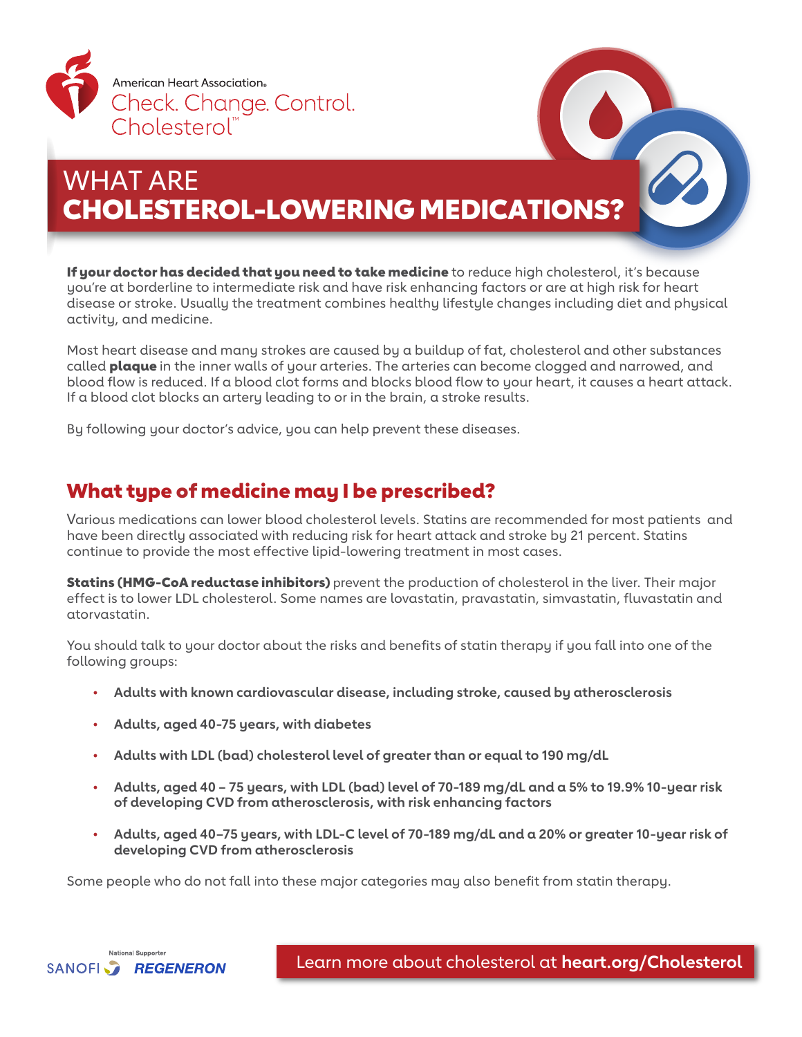American Heart Association®

Check. Change. Control. Cholesterol™

# WHAT ARE CHOLESTEROL-LOWERING MEDICATIONS?

**If your doctor has decided that you need to take medicine** to reduce high cholesterol, it's because you're at borderline to intermediate risk and have risk enhancing factors or are at high risk for heart disease or stroke. Usually the treatment combines healthy lifestyle changes including diet and physical activity, and medicine.

Most heart disease and many strokes are caused by a buildup of fat, cholesterol and other substances called **plaque** in the inner walls of your arteries. The arteries can become clogged and narrowed, and blood flow is reduced. If a blood clot forms and blocks blood flow to your heart, it causes a heart attack. If a blood clot blocks an artery leading to or in the brain, a stroke results.

By following your doctor's advice, you can help prevent these diseases.

## What type of medicine may I be prescribed?

Various medications can lower blood cholesterol levels. Statins are recommended for most patients and have been directly associated with reducing risk for heart attack and stroke by 21 percent. Statins continue to provide the most effective lipid-lowering treatment in most cases.

**Statins (HMG-CoA reductase inhibitors)** prevent the production of cholesterol in the liver. Their major effect is to lower LDL cholesterol. Some names are lovastatin, pravastatin, simvastatin, fluvastatin and atorvastatin.

You should talk to your doctor about the risks and benefits of statin therapy if you fall into one of the following groups:

- **Adults with known cardiovascular disease, including stroke, caused by atherosclerosis**
- **Adults, aged 40-75 years, with diabetes**
- **Adults with LDL (bad) cholesterol level of greater than or equal to 190 mg/dL**
- **Adults, aged 40 – 75 years, with LDL (bad) level of 70-189 mg/dL and a 5% to 19.9% 10-year risk of developing CVD from atherosclerosis, with risk enhancing factors**
- **Adults, aged 40–75 years, with LDL-C level of 70-189 mg/dL and a 20% or greater 10-year risk of developing CVD from atherosclerosis**

Some people who do not fall into these major categories may also benefit from statin therapy.

National Supporter SANOFI REGENERON

Learn more about cholesterol at **heart.org/Cholesterol**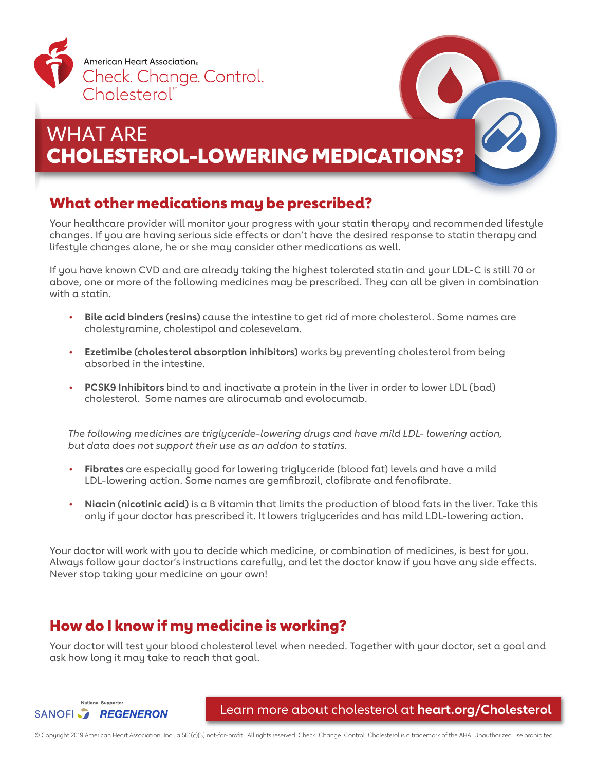American Heart Association®
Check. Change. Control. Cholesterol™

# WHAT ARE CHOLESTEROL-LOWERING MEDICATIONS?

## What other medications may be prescribed?

Your healthcare provider will monitor your progress with your statin therapy and recommended lifestyle changes. If you are having serious side effects or don't have the desired response to statin therapy and lifestyle changes alone, he or she may consider other medications as well.

If you have known CVD and are already taking the highest tolerated statin and your LDL-C is still 70 or above, one or more of the following medicines may be prescribed. They can all be given in combination with a statin.

- **Bile acid binders (resins)** cause the intestine to get rid of more cholesterol. Some names are cholestyramine, cholestipol and colesevelam.
- **Ezetimibe (cholesterol absorption inhibitors)** works by preventing cholesterol from being absorbed in the intestine.
- **PCSK9 Inhibitors** bind to and inactivate a protein in the liver in order to lower LDL (bad) cholesterol. Some names are alirocumab and evolocumab.

*The following medicines are triglyceride-lowering drugs and have mild LDL- lowering action, but data does not support their use as an addon to statins.*

- **Fibrates** are especially good for lowering triglyceride (blood fat) levels and have a mild LDL-lowering action. Some names are gemfibrozil, clofibrate and fenofibrate.
- **Niacin (nicotinic acid)** is a B vitamin that limits the production of blood fats in the liver. Take this only if your doctor has prescribed it. It lowers triglycerides and has mild LDL-lowering action.

Your doctor will work with you to decide which medicine, or combination of medicines, is best for you. Always follow your doctor's instructions carefully, and let the doctor know if you have any side effects. Never stop taking your medicine on your own!

## How do I know if my medicine is working?

Your doctor will test your blood cholesterol level when needed. Together with your doctor, set a goal and ask how long it may take to reach that goal.

National Supporter SANOFI REGENERON

Learn more about cholesterol at **heart.org/Cholesterol**

© Copyright 2019 American Heart Association, Inc., a 501(c)(3) not-for-profit. All rights reserved. Check. Change. Control. Cholesterol is a trademark of the AHA. Unauthorized use prohibited.